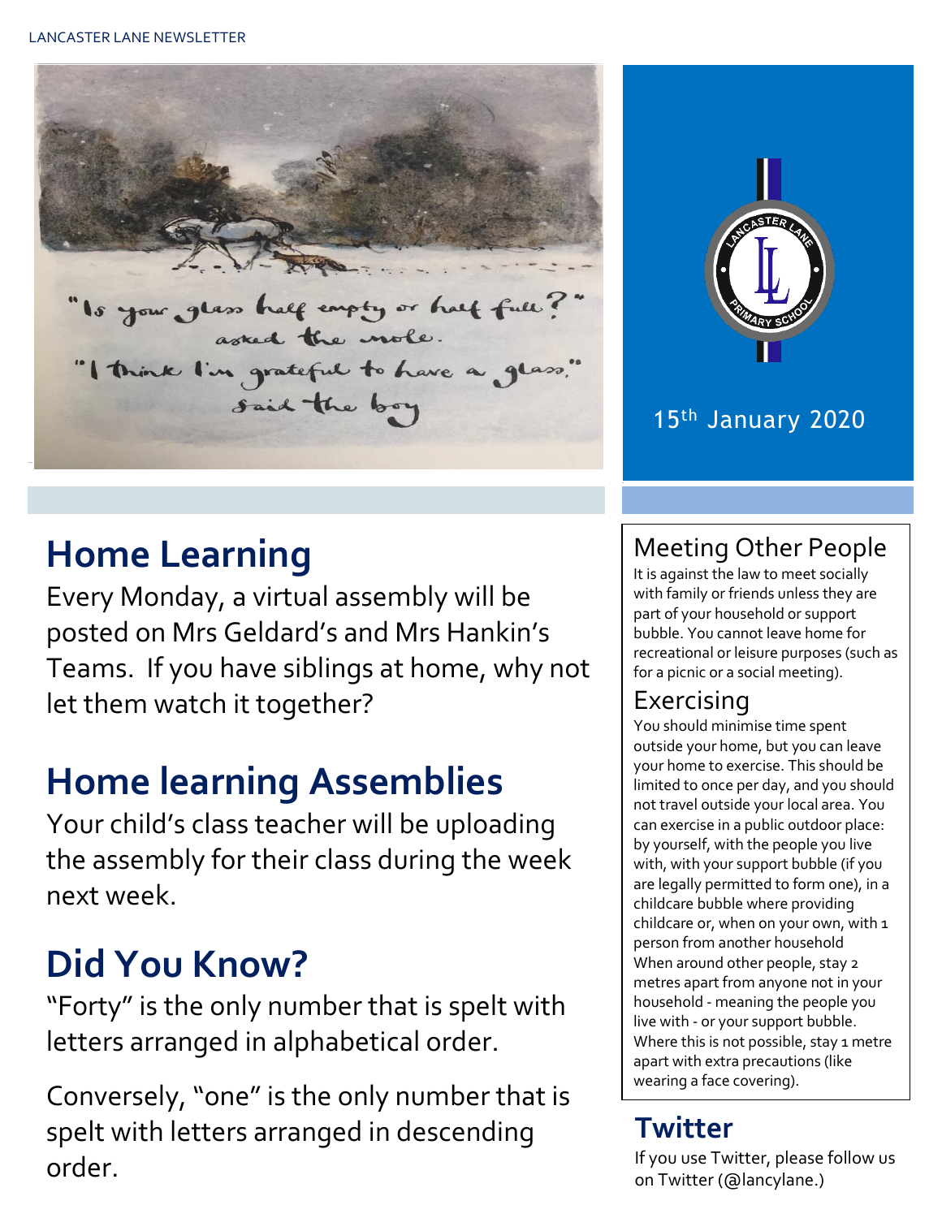"Is your glass half empty or half full?" asked the mole.

"I think I'm grateful to have a glass," said the boy

15th January 2020

## Home Learning

Every Monday, a virtual assembly will be posted on Mrs Geldard's and Mrs Hankin's Teams. If you have siblings at home, why not let them watch it together?

## Home learning Assemblies

Your child's class teacher will be uploading the assembly for their class during the week next week.

## Did You Know?

"Forty" is the only number that is spelt with letters arranged in alphabetical order.

Conversely, "one" is the only number that is spelt with letters arranged in descending order.

### Meeting Other People

It is against the law to meet socially with family or friends unless they are part of your household or support bubble. You cannot leave home for recreational or leisure purposes (such as for a picnic or a social meeting).

### Exercising

You should minimise time spent outside your home, but you can leave your home to exercise. This should be limited to once per day, and you should not travel outside your local area. You can exercise in a public outdoor place: by yourself, with the people you live with, with your support bubble (if you are legally permitted to form one), in a childcare bubble where providing childcare or, when on your own, with 1 person from another household

When around other people, stay 2 metres apart from anyone not in your household - meaning the people you live with - or your support bubble. Where this is not possible, stay 1 metre apart with extra precautions (like wearing a face covering).

## Twitter

If you use Twitter, please follow us on Twitter (@lancylane.)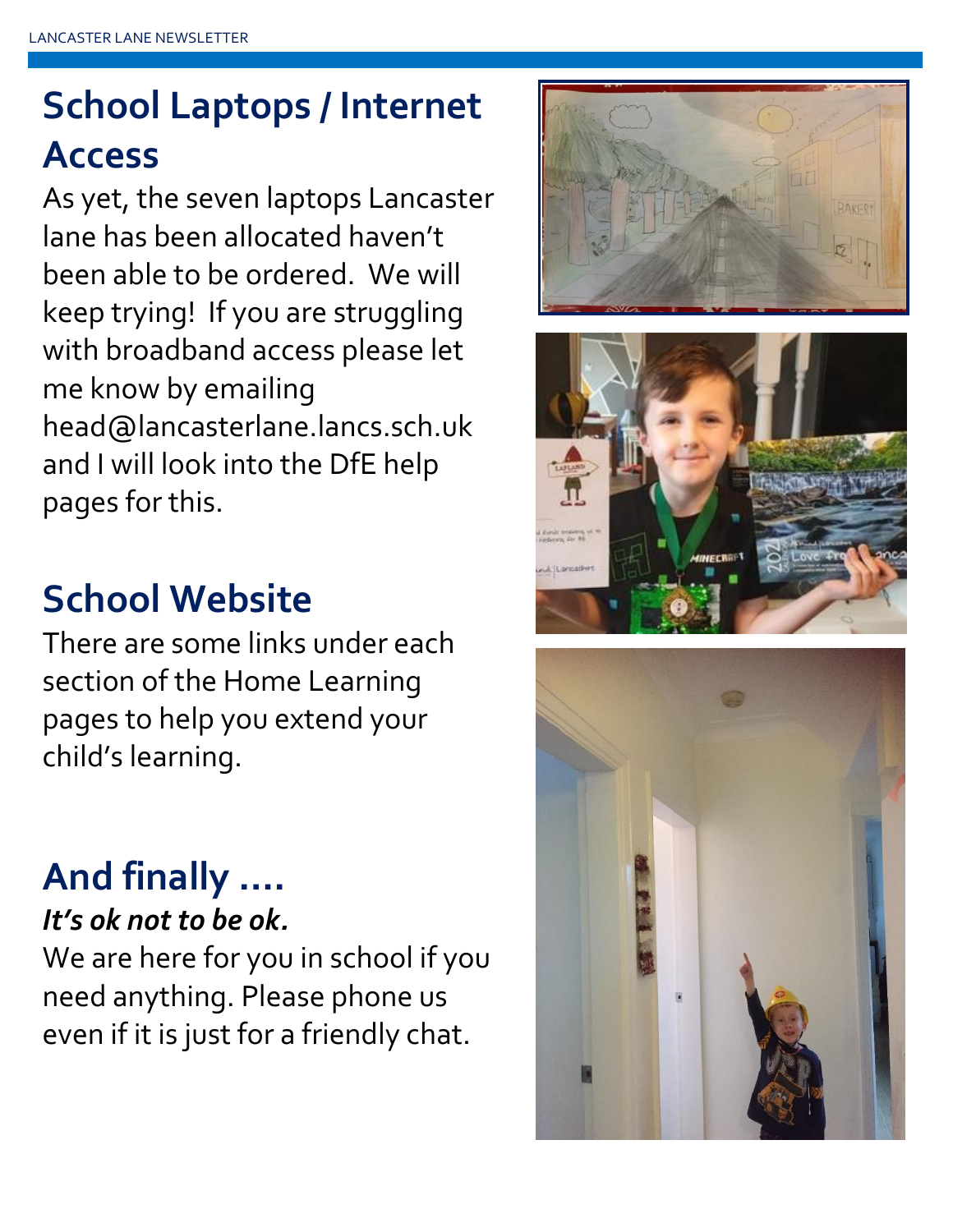## School Laptops / Internet Access

As yet, the seven laptops Lancaster lane has been allocated haven't been able to be ordered. We will keep trying! If you are struggling with broadband access please let me know by emailing head@lancasterlane.lancs.sch.uk and I will look into the DfE help pages for this.

## School Website

There are some links under each section of the Home Learning pages to help you extend your child's learning.

## And finally ....

***It's ok not to be ok.***

We are here for you in school if you need anything. Please phone us even if it is just for a friendly chat.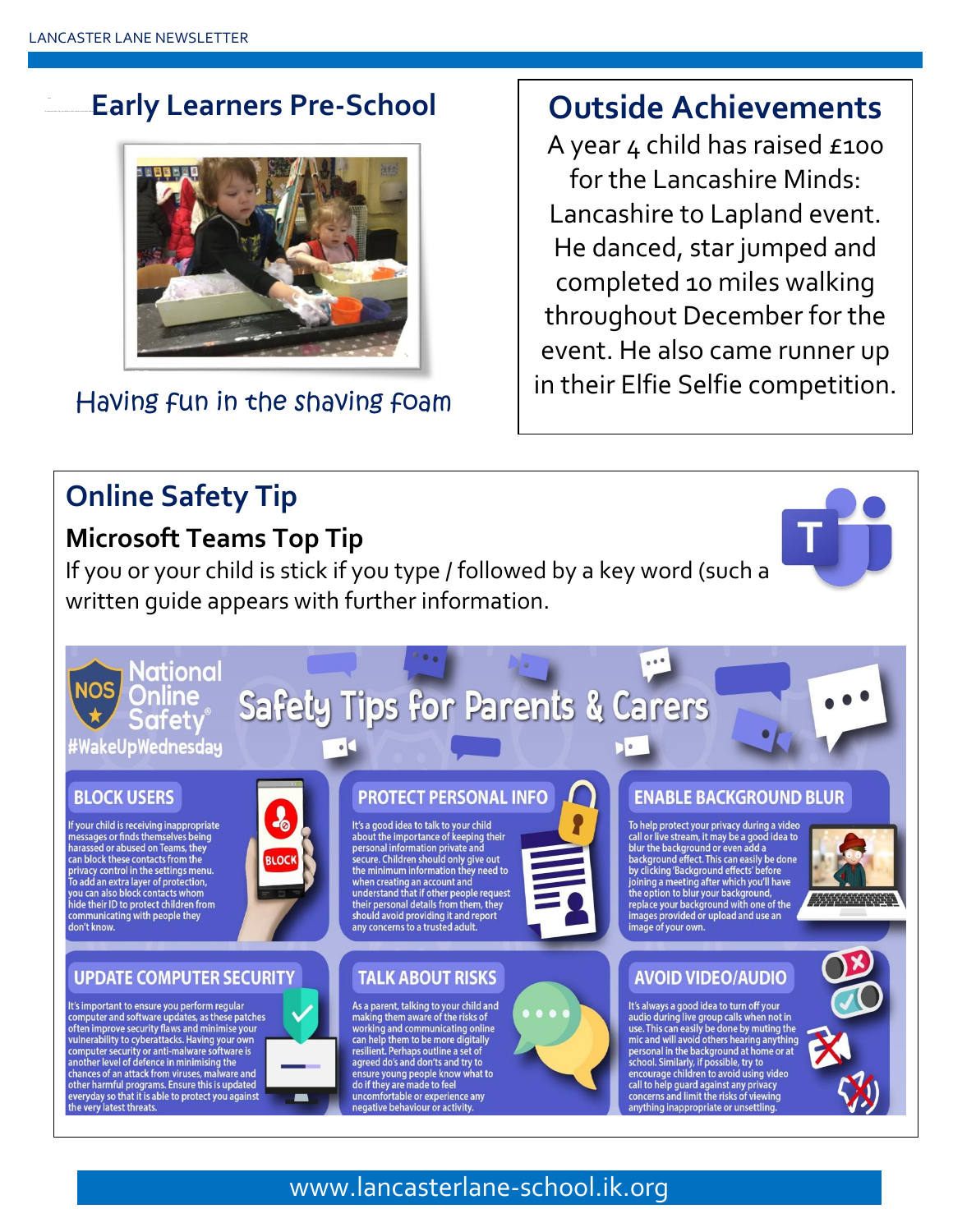## Early Learners Pre-School

Having fun in the shaving foam

## Outside Achievements

A year 4 child has raised £100 for the Lancashire Minds: Lancashire to Lapland event. He danced, star jumped and completed 10 miles walking throughout December for the event. He also came runner up in their Elfie Selfie competition.

## Online Safety Tip

### Microsoft Teams Top Tip

If you or your child is stick if you type / followed by a key word (such a written guide appears with further information.

National Online Safety®
#WakeUpWednesday

**Safety Tips for Parents & Carers**

**BLOCK USERS**

If your child is receiving inappropriate messages or finds themselves being harassed or abused on Teams, they can block these contacts from the privacy control in the settings menu. To add an extra layer of protection, you can also block contacts whom hide their ID to protect children from communicating with people they don't know.

**PROTECT PERSONAL INFO**

It's a good idea to talk to your child about the importance of keeping their personal information private and secure. Children should only give out the minimum information they need to when creating an account and understand that if other people request their personal details from them, they should avoid providing it and report any concerns to a trusted adult.

**ENABLE BACKGROUND BLUR**

To help protect your privacy during a video call or live stream, it may be a good idea to blur the background or even add a background effect. This can easily be done by clicking 'Background effects' before joining a meeting after which you'll have the option to blur your background, replace your background with one of the images provided or upload and use an image of your own.

**UPDATE COMPUTER SECURITY**

It's important to ensure you perform regular computer and software updates, as these patches often improve security flaws and minimise your vulnerability to cyberattacks. Having your own computer security or anti-malware software is another level of defence in minimising the chances of an attack from viruses, malware and other harmful programs. Ensure this is updated everyday so that it is able to protect you against the very latest threats.

**TALK ABOUT RISKS**

As a parent, talking to your child and making them aware of the risks of working and communicating online can help them to be more digitally resilient. Perhaps outline a set of agreed do's and don'ts and try to ensure young people know what to do if they are made to feel uncomfortable or experience any negative behaviour or activity.

**AVOID VIDEO/AUDIO**

It's always a good idea to turn off your audio during live group calls when not in use. This can easily be done by muting the mic and will avoid others hearing anything personal in the background at home or at school. Similarly, if possible, try to encourage children to avoid using video call to help guard against any privacy concerns and limit the risks of viewing anything inappropriate or unsettling.

www.lancasterlane-school.ik.org